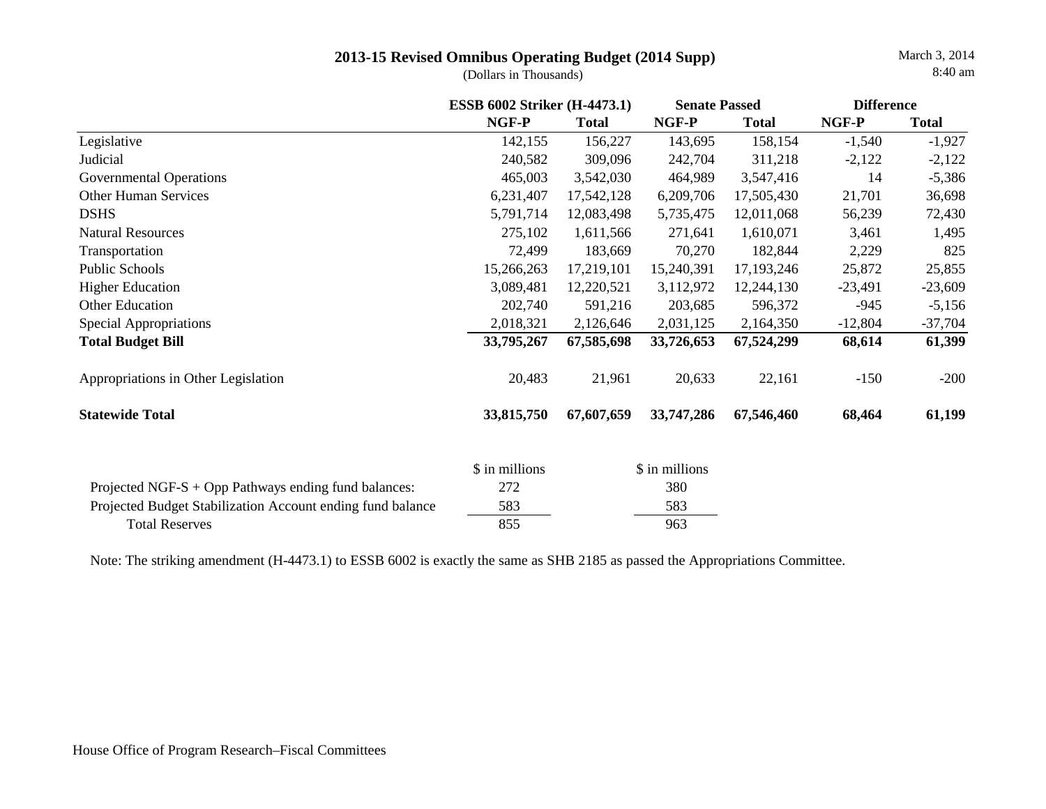# 2013-15 Revised Omnibus Operating Budget (2014 Supp)

(Dollars in Thousands)

March 3, 2014
8:40 am

| | ESSB 6002 Striker (H-4473.1) | | Senate Passed | | Difference | |
|---|---|---|---|---|---|---|
| | **NGF-P** | **Total** | **NGF-P** | **Total** | **NGF-P** | **Total** |
| Legislative | 142,155 | 156,227 | 143,695 | 158,154 | -1,540 | -1,927 |
| Judicial | 240,582 | 309,096 | 242,704 | 311,218 | -2,122 | -2,122 |
| Governmental Operations | 465,003 | 3,542,030 | 464,989 | 3,547,416 | 14 | -5,386 |
| Other Human Services | 6,231,407 | 17,542,128 | 6,209,706 | 17,505,430 | 21,701 | 36,698 |
| DSHS | 5,791,714 | 12,083,498 | 5,735,475 | 12,011,068 | 56,239 | 72,430 |
| Natural Resources | 275,102 | 1,611,566 | 271,641 | 1,610,071 | 3,461 | 1,495 |
| Transportation | 72,499 | 183,669 | 70,270 | 182,844 | 2,229 | 825 |
| Public Schools | 15,266,263 | 17,219,101 | 15,240,391 | 17,193,246 | 25,872 | 25,855 |
| Higher Education | 3,089,481 | 12,220,521 | 3,112,972 | 12,244,130 | -23,491 | -23,609 |
| Other Education | 202,740 | 591,216 | 203,685 | 596,372 | -945 | -5,156 |
| Special Appropriations | 2,018,321 | 2,126,646 | 2,031,125 | 2,164,350 | -12,804 | -37,704 |
| **Total Budget Bill** | **33,795,267** | **67,585,698** | **33,726,653** | **67,524,299** | **68,614** | **61,399** |
| Appropriations in Other Legislation | 20,483 | 21,961 | 20,633 | 22,161 | -150 | -200 |
| **Statewide Total** | **33,815,750** | **67,607,659** | **33,747,286** | **67,546,460** | **68,464** | **61,199** |

| | $ in millions | $ in millions |
|---|---|---|
| Projected NGF-S + Opp Pathways ending fund balances: | 272 | 380 |
| Projected Budget Stabilization Account ending fund balance | 583 | 583 |
| Total Reserves | 855 | 963 |

Note: The striking amendment (H-4473.1) to ESSB 6002 is exactly the same as SHB 2185 as passed the Appropriations Committee.

House Office of Program Research–Fiscal Committees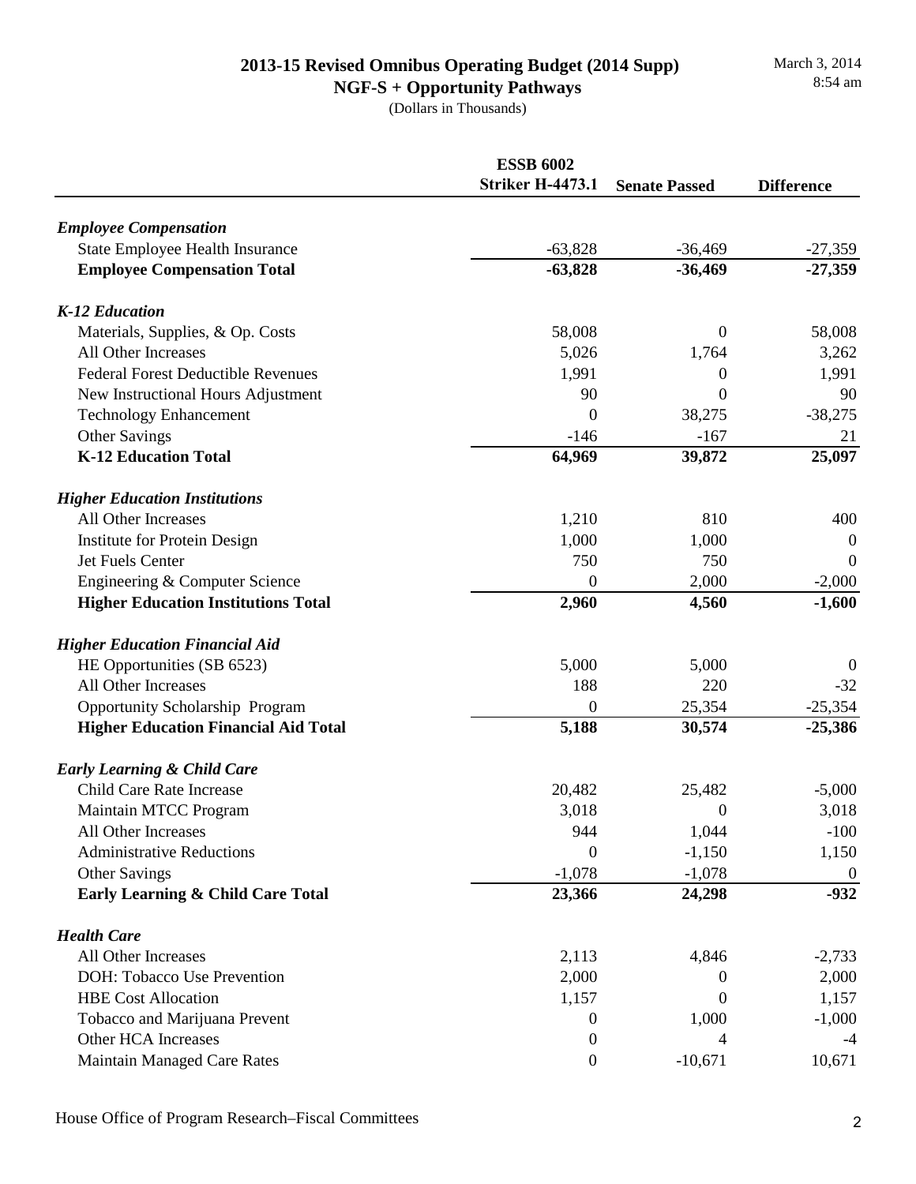# 2013-15 Revised Omnibus Operating Budget (2014 Supp)

## NGF-S + Opportunity Pathways

(Dollars in Thousands)

March 3, 2014
8:54 am

| | ESSB 6002 Striker H-4473.1 | Senate Passed | Difference |
|---|---|---|---|
| ***Employee Compensation*** | | | |
| State Employee Health Insurance | -63,828 | -36,469 | -27,359 |
| **Employee Compensation Total** | **-63,828** | **-36,469** | **-27,359** |
| ***K-12 Education*** | | | |
| Materials, Supplies, & Op. Costs | 58,008 | 0 | 58,008 |
| All Other Increases | 5,026 | 1,764 | 3,262 |
| Federal Forest Deductible Revenues | 1,991 | 0 | 1,991 |
| New Instructional Hours Adjustment | 90 | 0 | 90 |
| Technology Enhancement | 0 | 38,275 | -38,275 |
| Other Savings | -146 | -167 | 21 |
| **K-12 Education Total** | **64,969** | **39,872** | **25,097** |
| ***Higher Education Institutions*** | | | |
| All Other Increases | 1,210 | 810 | 400 |
| Institute for Protein Design | 1,000 | 1,000 | 0 |
| Jet Fuels Center | 750 | 750 | 0 |
| Engineering & Computer Science | 0 | 2,000 | -2,000 |
| **Higher Education Institutions Total** | **2,960** | **4,560** | **-1,600** |
| ***Higher Education Financial Aid*** | | | |
| HE Opportunities (SB 6523) | 5,000 | 5,000 | 0 |
| All Other Increases | 188 | 220 | -32 |
| Opportunity Scholarship Program | 0 | 25,354 | -25,354 |
| **Higher Education Financial Aid Total** | **5,188** | **30,574** | **-25,386** |
| ***Early Learning & Child Care*** | | | |
| Child Care Rate Increase | 20,482 | 25,482 | -5,000 |
| Maintain MTCC Program | 3,018 | 0 | 3,018 |
| All Other Increases | 944 | 1,044 | -100 |
| Administrative Reductions | 0 | -1,150 | 1,150 |
| Other Savings | -1,078 | -1,078 | 0 |
| **Early Learning & Child Care Total** | **23,366** | **24,298** | **-932** |
| ***Health Care*** | | | |
| All Other Increases | 2,113 | 4,846 | -2,733 |
| DOH: Tobacco Use Prevention | 2,000 | 0 | 2,000 |
| HBE Cost Allocation | 1,157 | 0 | 1,157 |
| Tobacco and Marijuana Prevent | 0 | 1,000 | -1,000 |
| Other HCA Increases | 0 | 4 | -4 |
| Maintain Managed Care Rates | 0 | -10,671 | 10,671 |

House Office of Program Research–Fiscal Committees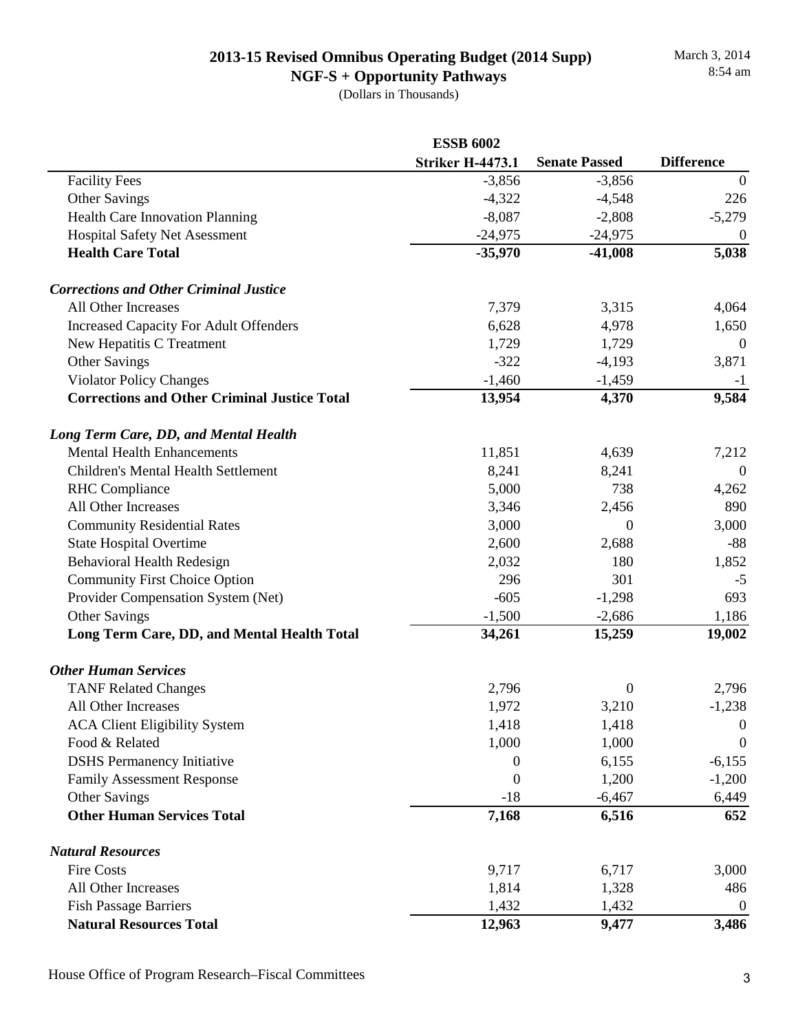# 2013-15 Revised Omnibus Operating Budget (2014 Supp)

## NGF-S + Opportunity Pathways

(Dollars in Thousands)

March 3, 2014
8:54 am

| | ESSB 6002 Striker H-4473.1 | Senate Passed | Difference |
|---|---|---|---|
| Facility Fees | -3,856 | -3,856 | 0 |
| Other Savings | -4,322 | -4,548 | 226 |
| Health Care Innovation Planning | -8,087 | -2,808 | -5,279 |
| Hospital Safety Net Asessment | -24,975 | -24,975 | 0 |
| **Health Care Total** | **-35,970** | **-41,008** | **5,038** |
| ***Corrections and Other Criminal Justice*** | | | |
| All Other Increases | 7,379 | 3,315 | 4,064 |
| Increased Capacity For Adult Offenders | 6,628 | 4,978 | 1,650 |
| New Hepatitis C Treatment | 1,729 | 1,729 | 0 |
| Other Savings | -322 | -4,193 | 3,871 |
| Violator Policy Changes | -1,460 | -1,459 | -1 |
| **Corrections and Other Criminal Justice Total** | **13,954** | **4,370** | **9,584** |
| ***Long Term Care, DD, and Mental Health*** | | | |
| Mental Health Enhancements | 11,851 | 4,639 | 7,212 |
| Children's Mental Health Settlement | 8,241 | 8,241 | 0 |
| RHC Compliance | 5,000 | 738 | 4,262 |
| All Other Increases | 3,346 | 2,456 | 890 |
| Community Residential Rates | 3,000 | 0 | 3,000 |
| State Hospital Overtime | 2,600 | 2,688 | -88 |
| Behavioral Health Redesign | 2,032 | 180 | 1,852 |
| Community First Choice Option | 296 | 301 | -5 |
| Provider Compensation System (Net) | -605 | -1,298 | 693 |
| Other Savings | -1,500 | -2,686 | 1,186 |
| **Long Term Care, DD, and Mental Health Total** | **34,261** | **15,259** | **19,002** |
| ***Other Human Services*** | | | |
| TANF Related Changes | 2,796 | 0 | 2,796 |
| All Other Increases | 1,972 | 3,210 | -1,238 |
| ACA Client Eligibility System | 1,418 | 1,418 | 0 |
| Food & Related | 1,000 | 1,000 | 0 |
| DSHS Permanency Initiative | 0 | 6,155 | -6,155 |
| Family Assessment Response | 0 | 1,200 | -1,200 |
| Other Savings | -18 | -6,467 | 6,449 |
| **Other Human Services Total** | **7,168** | **6,516** | **652** |
| ***Natural Resources*** | | | |
| Fire Costs | 9,717 | 6,717 | 3,000 |
| All Other Increases | 1,814 | 1,328 | 486 |
| Fish Passage Barriers | 1,432 | 1,432 | 0 |
| **Natural Resources Total** | **12,963** | **9,477** | **3,486** |

House Office of Program Research–Fiscal Committees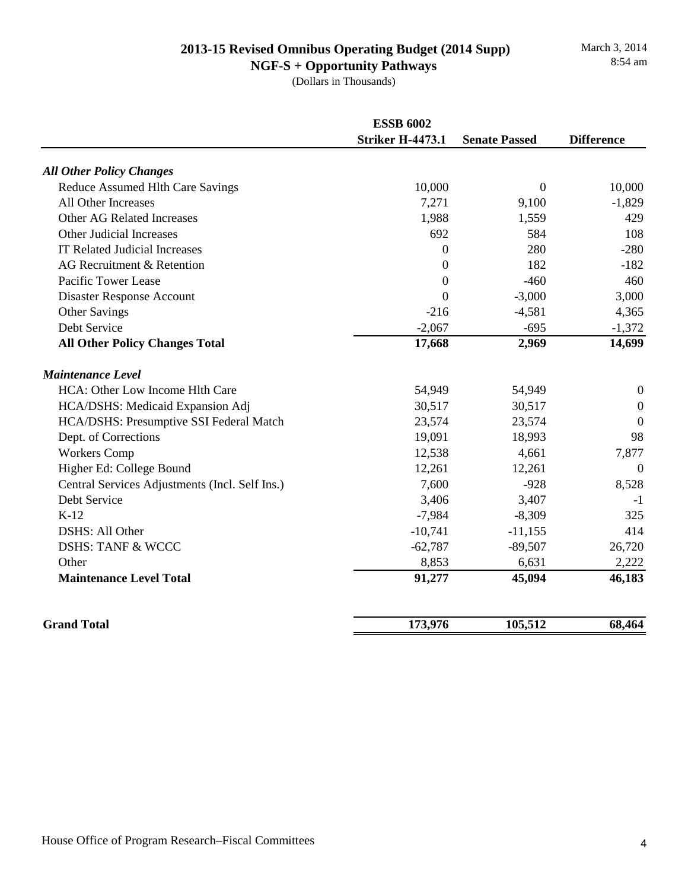## 2013-15 Revised Omnibus Operating Budget (2014 Supp)

**NGF-S + Opportunity Pathways**

(Dollars in Thousands)

| | ESSB 6002 Striker H-4473.1 | Senate Passed | Difference |
|---|---|---|---|
| ***All Other Policy Changes*** | | | |
| Reduce Assumed Hlth Care Savings | 10,000 | 0 | 10,000 |
| All Other Increases | 7,271 | 9,100 | -1,829 |
| Other AG Related Increases | 1,988 | 1,559 | 429 |
| Other Judicial Increases | 692 | 584 | 108 |
| IT Related Judicial Increases | 0 | 280 | -280 |
| AG Recruitment & Retention | 0 | 182 | -182 |
| Pacific Tower Lease | 0 | -460 | 460 |
| Disaster Response Account | 0 | -3,000 | 3,000 |
| Other Savings | -216 | -4,581 | 4,365 |
| Debt Service | -2,067 | -695 | -1,372 |
| **All Other Policy Changes Total** | **17,668** | **2,969** | **14,699** |
| ***Maintenance Level*** | | | |
| HCA: Other Low Income Hlth Care | 54,949 | 54,949 | 0 |
| HCA/DSHS: Medicaid Expansion Adj | 30,517 | 30,517 | 0 |
| HCA/DSHS: Presumptive SSI Federal Match | 23,574 | 23,574 | 0 |
| Dept. of Corrections | 19,091 | 18,993 | 98 |
| Workers Comp | 12,538 | 4,661 | 7,877 |
| Higher Ed: College Bound | 12,261 | 12,261 | 0 |
| Central Services Adjustments (Incl. Self Ins.) | 7,600 | -928 | 8,528 |
| Debt Service | 3,406 | 3,407 | -1 |
| K-12 | -7,984 | -8,309 | 325 |
| DSHS: All Other | -10,741 | -11,155 | 414 |
| DSHS: TANF & WCCC | -62,787 | -89,507 | 26,720 |
| Other | 8,853 | 6,631 | 2,222 |
| **Maintenance Level Total** | **91,277** | **45,094** | **46,183** |
| **Grand Total** | **173,976** | **105,512** | **68,464** |